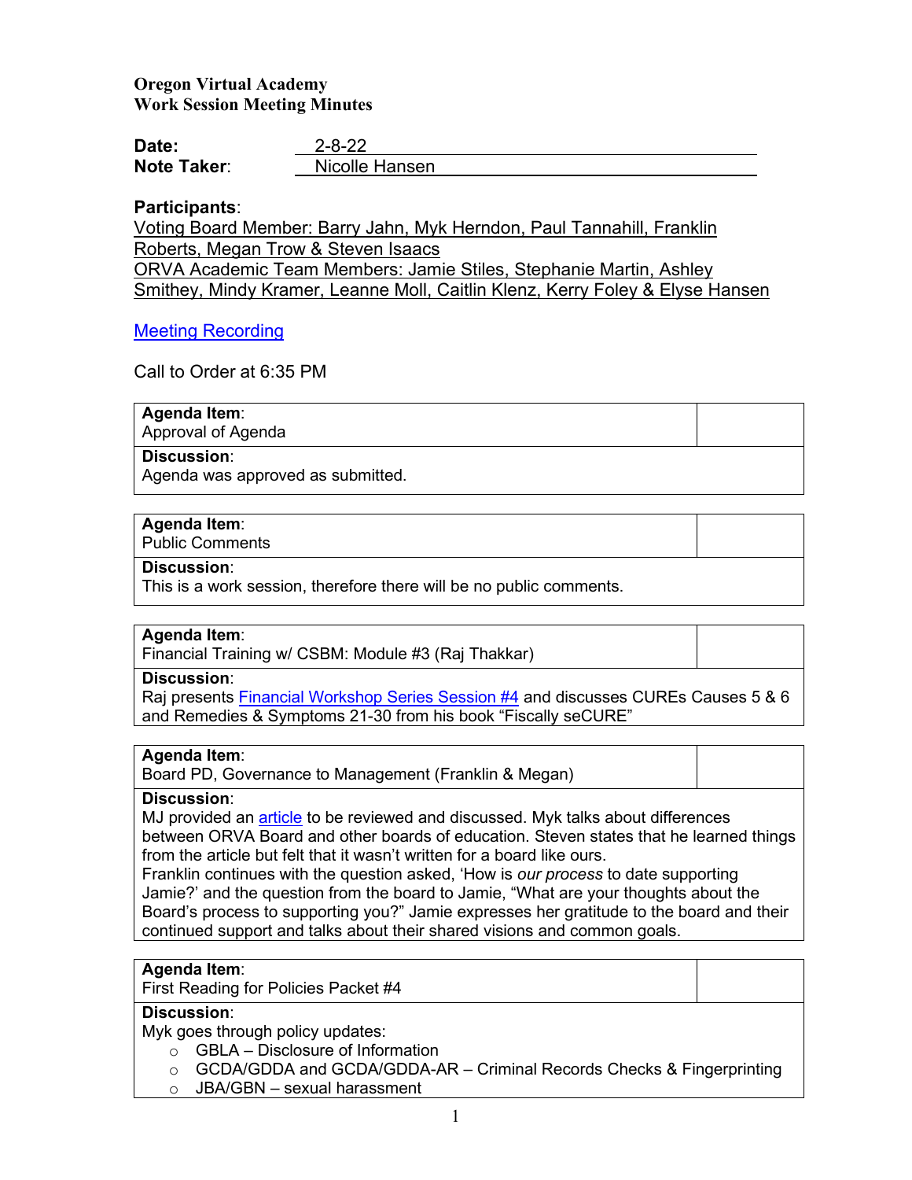**Oregon Virtual Academy**
**Work Session Meeting Minutes**

**Date:** 2-8-22
**Note Taker:** Nicolle Hansen

**Participants**:
Voting Board Member: Barry Jahn, Myk Herndon, Paul Tannahill, Franklin Roberts, Megan Trow & Steven Isaacs
ORVA Academic Team Members: Jamie Stiles, Stephanie Martin, Ashley Smithey, Mindy Kramer, Leanne Moll, Caitlin Klenz, Kerry Foley & Elyse Hansen

Meeting Recording

Call to Order at 6:35 PM

| **Agenda Item**: Approval of Agenda | |
|---|---|
| **Discussion**: Agenda was approved as submitted. | |

| **Agenda Item**: Public Comments | |
|---|---|
| **Discussion**: This is a work session, therefore there will be no public comments. | |

| **Agenda Item**: Financial Training w/ CSBM: Module #3 (Raj Thakkar) | |
|---|---|
| **Discussion**: Raj presents Financial Workshop Series Session #4 and discusses CUREs Causes 5 & 6 and Remedies & Symptoms 21-30 from his book "Fiscally seCURE" | |

| **Agenda Item**: Board PD, Governance to Management (Franklin & Megan) | |
|---|---|
| **Discussion**: MJ provided an article to be reviewed and discussed. Myk talks about differences between ORVA Board and other boards of education. Steven states that he learned things from the article but felt that it wasn't written for a board like ours. Franklin continues with the question asked, 'How is *our process* to date supporting Jamie?' and the question from the board to Jamie, "What are your thoughts about the Board's process to supporting you?" Jamie expresses her gratitude to the board and their continued support and talks about their shared visions and common goals. | |

| **Agenda Item**: First Reading for Policies Packet #4 | |
|---|---|
| **Discussion**: Myk goes through policy updates:<br>○ GBLA – Disclosure of Information<br>○ GCDA/GDDA and GCDA/GDDA-AR – Criminal Records Checks & Fingerprinting<br>○ JBA/GBN – sexual harassment | |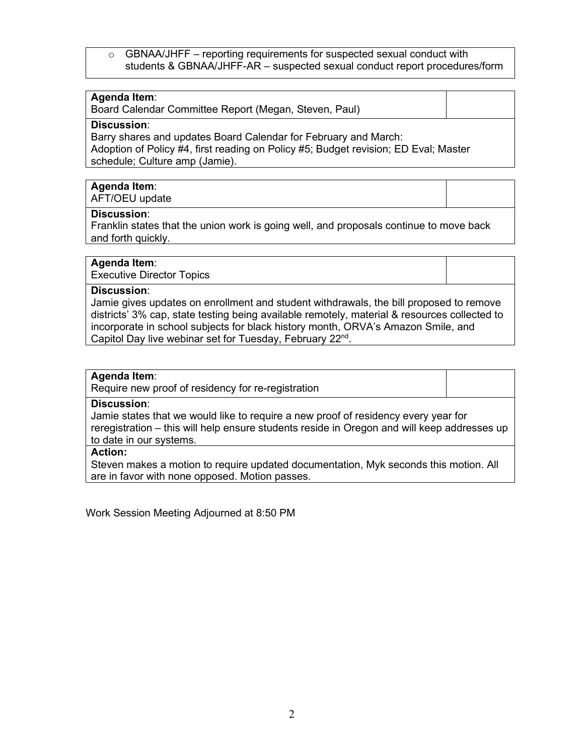- GBNAA/JHFF – reporting requirements for suspected sexual conduct with students & GBNAA/JHFF-AR – suspected sexual conduct report procedures/form

**Agenda Item**:
Board Calendar Committee Report (Megan, Steven, Paul)

**Discussion**:
Barry shares and updates Board Calendar for February and March:
Adoption of Policy #4, first reading on Policy #5; Budget revision; ED Eval; Master schedule; Culture amp (Jamie).

**Agenda Item**:
AFT/OEU update

**Discussion**:
Franklin states that the union work is going well, and proposals continue to move back and forth quickly.

**Agenda Item**:
Executive Director Topics

**Discussion**:
Jamie gives updates on enrollment and student withdrawals, the bill proposed to remove districts' 3% cap, state testing being available remotely, material & resources collected to incorporate in school subjects for black history month, ORVA's Amazon Smile, and Capitol Day live webinar set for Tuesday, February 22nd.

**Agenda Item**:
Require new proof of residency for re-registration

**Discussion**:
Jamie states that we would like to require a new proof of residency every year for reregistration – this will help ensure students reside in Oregon and will keep addresses up to date in our systems.

**Action:**
Steven makes a motion to require updated documentation, Myk seconds this motion. All are in favor with none opposed. Motion passes.

Work Session Meeting Adjourned at 8:50 PM